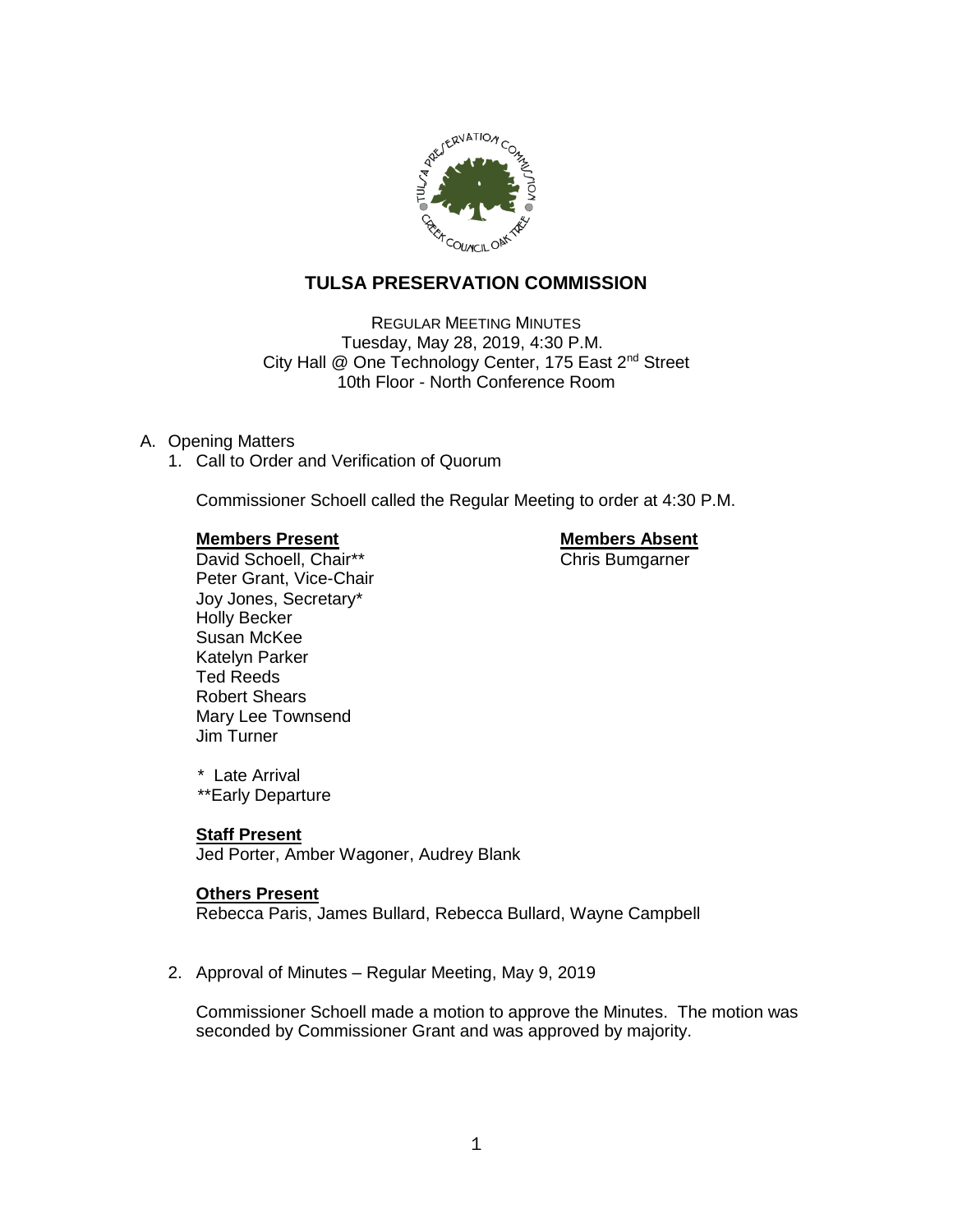# TULSA PRESERVATION COMMISSION

REGULAR MEETING MINUTES
Tuesday, May 28, 2019, 4:30 P.M.
City Hall @ One Technology Center, 175 East 2nd Street
10th Floor - North Conference Room

A. Opening Matters

1. Call to Order and Verification of Quorum

   Commissioner Schoell called the Regular Meeting to order at 4:30 P.M.

   **Members Present**
   David Schoell, Chair**
   Peter Grant, Vice-Chair
   Joy Jones, Secretary*
   Holly Becker
   Susan McKee
   Katelyn Parker
   Ted Reeds
   Robert Shears
   Mary Lee Townsend
   Jim Turner

   **Members Absent**
   Chris Bumgarner

   \* Late Arrival
   \*\*Early Departure

   **Staff Present**
   Jed Porter, Amber Wagoner, Audrey Blank

   **Others Present**
   Rebecca Paris, James Bullard, Rebecca Bullard, Wayne Campbell

2. Approval of Minutes – Regular Meeting, May 9, 2019

   Commissioner Schoell made a motion to approve the Minutes. The motion was seconded by Commissioner Grant and was approved by majority.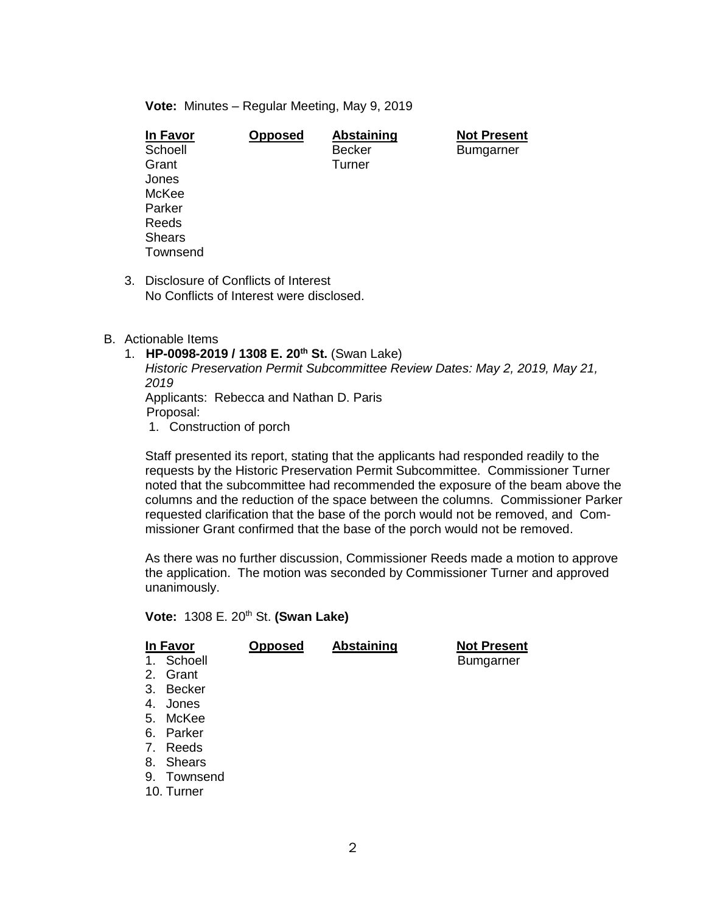**Vote:** Minutes – Regular Meeting, May 9, 2019

| In Favor | Opposed | Abstaining | Not Present |
|---|---|---|---|
| Schoell | | Becker | Bumgarner |
| Grant | | Turner | |
| Jones | | | |
| McKee | | | |
| Parker | | | |
| Reeds | | | |
| Shears | | | |
| Townsend | | | |

3. Disclosure of Conflicts of Interest
   No Conflicts of Interest were disclosed.

B. Actionable Items

1. **HP-0098-2019 / 1308 E. 20th St.** (Swan Lake)
   *Historic Preservation Permit Subcommittee Review Dates: May 2, 2019, May 21, 2019*
   Applicants: Rebecca and Nathan D. Paris
   Proposal:
   1. Construction of porch

   Staff presented its report, stating that the applicants had responded readily to the requests by the Historic Preservation Permit Subcommittee. Commissioner Turner noted that the subcommittee had recommended the exposure of the beam above the columns and the reduction of the space between the columns. Commissioner Parker requested clarification that the base of the porch would not be removed, and Commissioner Grant confirmed that the base of the porch would not be removed.

   As there was no further discussion, Commissioner Reeds made a motion to approve the application. The motion was seconded by Commissioner Turner and approved unanimously.

   **Vote:** 1308 E. 20th St. **(Swan Lake)**

| In Favor | Opposed | Abstaining | Not Present |
|---|---|---|---|
| 1. Schoell | | | Bumgarner |
| 2. Grant | | | |
| 3. Becker | | | |
| 4. Jones | | | |
| 5. McKee | | | |
| 6. Parker | | | |
| 7. Reeds | | | |
| 8. Shears | | | |
| 9. Townsend | | | |
| 10. Turner | | | |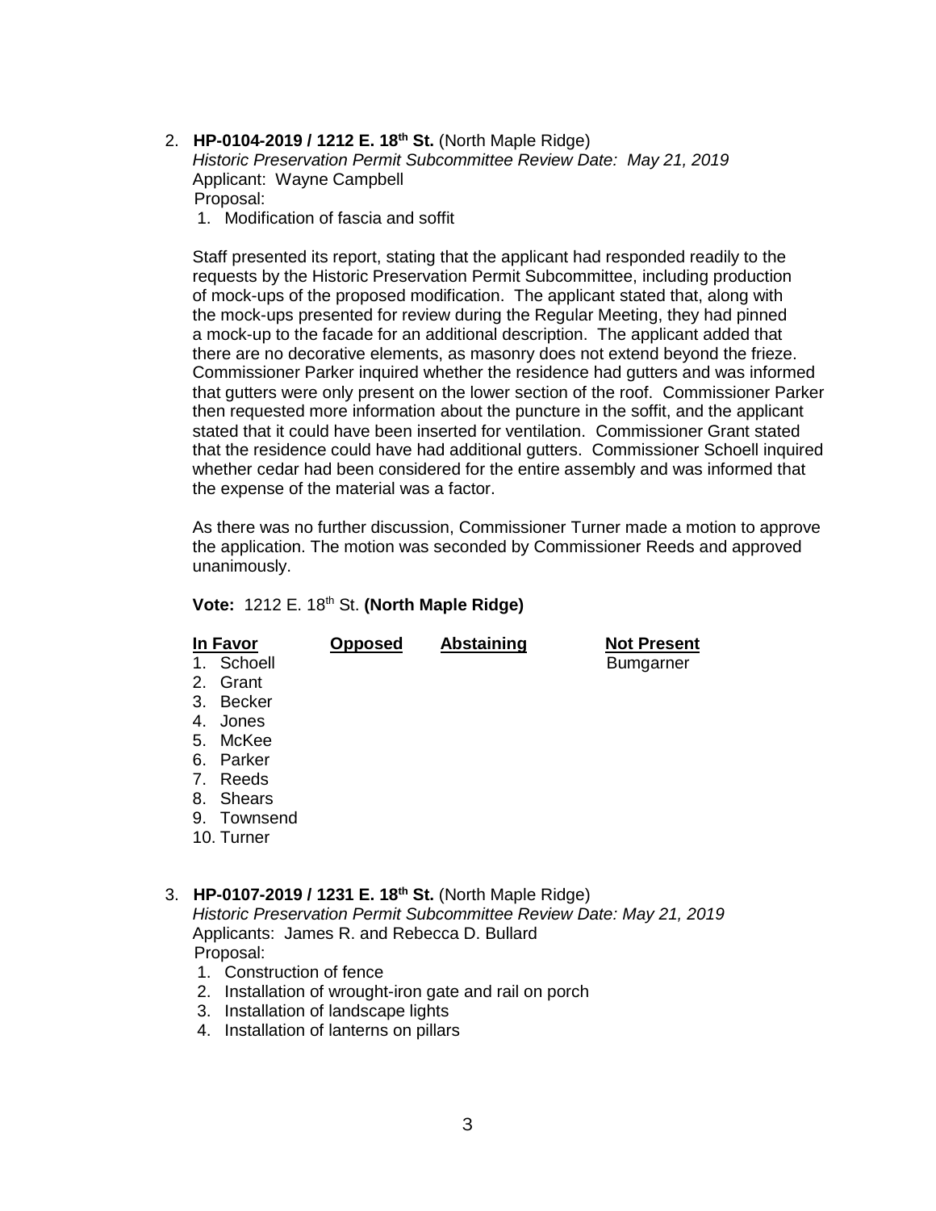2. **HP-0104-2019 / 1212 E. 18th St.** (North Maple Ridge)
   *Historic Preservation Permit Subcommittee Review Date: May 21, 2019*
   Applicant: Wayne Campbell
   Proposal:
   1. Modification of fascia and soffit

   Staff presented its report, stating that the applicant had responded readily to the requests by the Historic Preservation Permit Subcommittee, including production of mock-ups of the proposed modification. The applicant stated that, along with the mock-ups presented for review during the Regular Meeting, they had pinned a mock-up to the facade for an additional description. The applicant added that there are no decorative elements, as masonry does not extend beyond the frieze. Commissioner Parker inquired whether the residence had gutters and was informed that gutters were only present on the lower section of the roof. Commissioner Parker then requested more information about the puncture in the soffit, and the applicant stated that it could have been inserted for ventilation. Commissioner Grant stated that the residence could have had additional gutters. Commissioner Schoell inquired whether cedar had been considered for the entire assembly and was informed that the expense of the material was a factor.

   As there was no further discussion, Commissioner Turner made a motion to approve the application. The motion was seconded by Commissioner Reeds and approved unanimously.

   **Vote:** 1212 E. 18th St. **(North Maple Ridge)**

   | In Favor | Opposed | Abstaining | Not Present |
   |---|---|---|---|
   | 1. Schoell | | | Bumgarner |
   | 2. Grant | | | |
   | 3. Becker | | | |
   | 4. Jones | | | |
   | 5. McKee | | | |
   | 6. Parker | | | |
   | 7. Reeds | | | |
   | 8. Shears | | | |
   | 9. Townsend | | | |
   | 10. Turner | | | |

3. **HP-0107-2019 / 1231 E. 18th St.** (North Maple Ridge)
   *Historic Preservation Permit Subcommittee Review Date: May 21, 2019*
   Applicants: James R. and Rebecca D. Bullard
   Proposal:
   1. Construction of fence
   2. Installation of wrought-iron gate and rail on porch
   3. Installation of landscape lights
   4. Installation of lanterns on pillars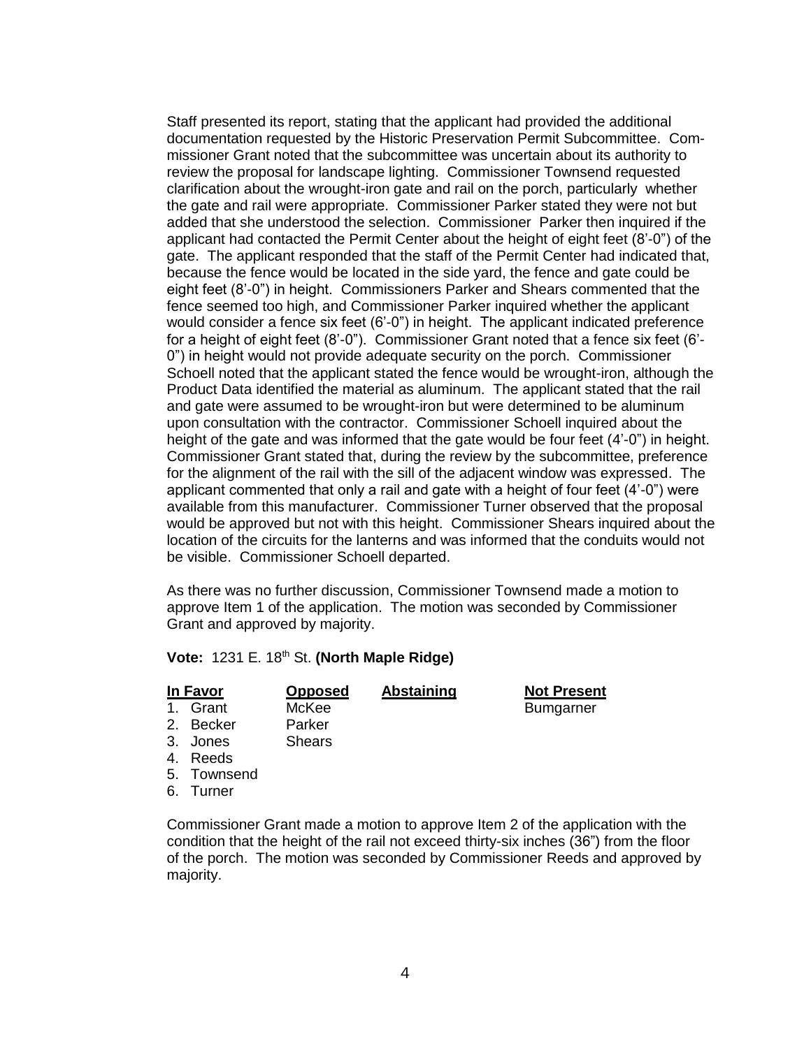Staff presented its report, stating that the applicant had provided the additional documentation requested by the Historic Preservation Permit Subcommittee. Commissioner Grant noted that the subcommittee was uncertain about its authority to review the proposal for landscape lighting. Commissioner Townsend requested clarification about the wrought-iron gate and rail on the porch, particularly whether the gate and rail were appropriate. Commissioner Parker stated they were not but added that she understood the selection. Commissioner Parker then inquired if the applicant had contacted the Permit Center about the height of eight feet (8'-0") of the gate. The applicant responded that the staff of the Permit Center had indicated that, because the fence would be located in the side yard, the fence and gate could be eight feet (8'-0") in height. Commissioners Parker and Shears commented that the fence seemed too high, and Commissioner Parker inquired whether the applicant would consider a fence six feet (6'-0") in height. The applicant indicated preference for a height of eight feet (8'-0"). Commissioner Grant noted that a fence six feet (6'-0") in height would not provide adequate security on the porch. Commissioner Schoell noted that the applicant stated the fence would be wrought-iron, although the Product Data identified the material as aluminum. The applicant stated that the rail and gate were assumed to be wrought-iron but were determined to be aluminum upon consultation with the contractor. Commissioner Schoell inquired about the height of the gate and was informed that the gate would be four feet (4'-0") in height. Commissioner Grant stated that, during the review by the subcommittee, preference for the alignment of the rail with the sill of the adjacent window was expressed. The applicant commented that only a rail and gate with a height of four feet (4'-0") were available from this manufacturer. Commissioner Turner observed that the proposal would be approved but not with this height. Commissioner Shears inquired about the location of the circuits for the lanterns and was informed that the conduits would not be visible. Commissioner Schoell departed.

As there was no further discussion, Commissioner Townsend made a motion to approve Item 1 of the application. The motion was seconded by Commissioner Grant and approved by majority.

**Vote:** 1231 E. 18th St. **(North Maple Ridge)**

| In Favor | Opposed | Abstaining | Not Present |
|---|---|---|---|
| 1. Grant | McKee | | Bumgarner |
| 2. Becker | Parker | | |
| 3. Jones | Shears | | |
| 4. Reeds | | | |
| 5. Townsend | | | |
| 6. Turner | | | |

Commissioner Grant made a motion to approve Item 2 of the application with the condition that the height of the rail not exceed thirty-six inches (36") from the floor of the porch. The motion was seconded by Commissioner Reeds and approved by majority.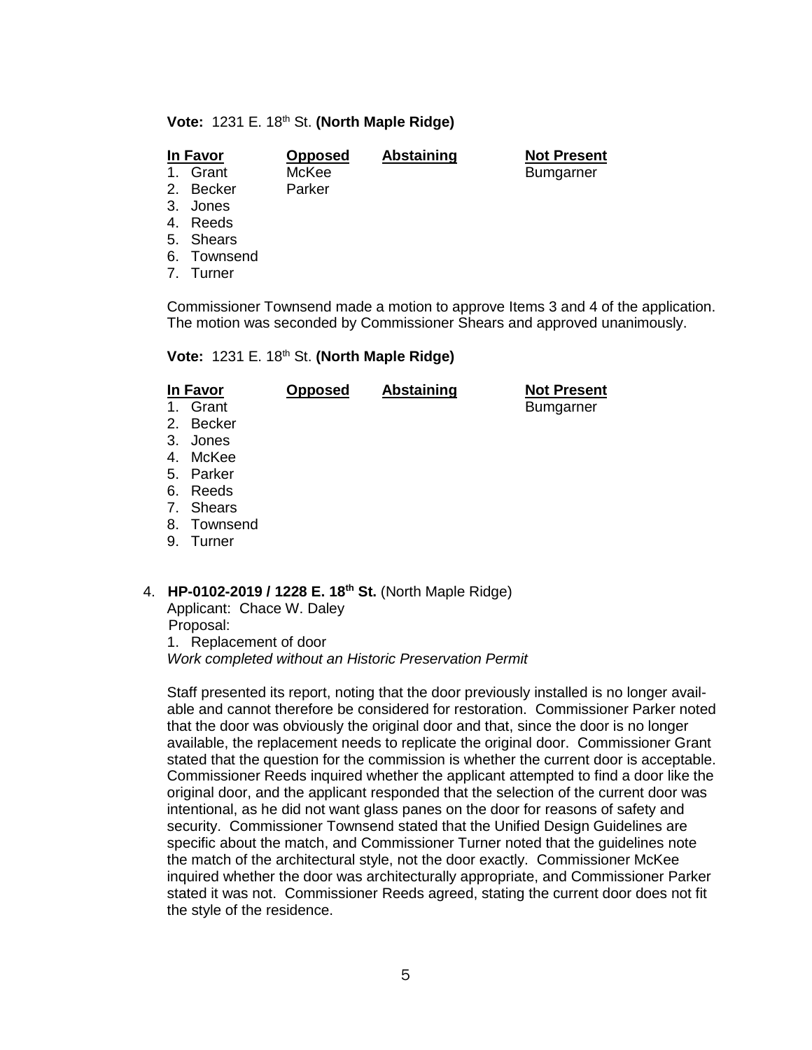**Vote:** 1231 E. 18th St. **(North Maple Ridge)**

| In Favor | Opposed | Abstaining | Not Present |
|---|---|---|---|
| 1. Grant | McKee | | Bumgarner |
| 2. Becker | Parker | | |
| 3. Jones | | | |
| 4. Reeds | | | |
| 5. Shears | | | |
| 6. Townsend | | | |
| 7. Turner | | | |

Commissioner Townsend made a motion to approve Items 3 and 4 of the application. The motion was seconded by Commissioner Shears and approved unanimously.

**Vote:** 1231 E. 18th St. **(North Maple Ridge)**

| In Favor | Opposed | Abstaining | Not Present |
|---|---|---|---|
| 1. Grant | | | Bumgarner |
| 2. Becker | | | |
| 3. Jones | | | |
| 4. McKee | | | |
| 5. Parker | | | |
| 6. Reeds | | | |
| 7. Shears | | | |
| 8. Townsend | | | |
| 9. Turner | | | |

4. **HP-0102-2019 / 1228 E. 18th St.** (North Maple Ridge)
   Applicant: Chace W. Daley
   Proposal:
   1. Replacement of door
   *Work completed without an Historic Preservation Permit*

   Staff presented its report, noting that the door previously installed is no longer available and cannot therefore be considered for restoration. Commissioner Parker noted that the door was obviously the original door and that, since the door is no longer available, the replacement needs to replicate the original door. Commissioner Grant stated that the question for the commission is whether the current door is acceptable. Commissioner Reeds inquired whether the applicant attempted to find a door like the original door, and the applicant responded that the selection of the current door was intentional, as he did not want glass panes on the door for reasons of safety and security. Commissioner Townsend stated that the Unified Design Guidelines are specific about the match, and Commissioner Turner noted that the guidelines note the match of the architectural style, not the door exactly. Commissioner McKee inquired whether the door was architecturally appropriate, and Commissioner Parker stated it was not. Commissioner Reeds agreed, stating the current door does not fit the style of the residence.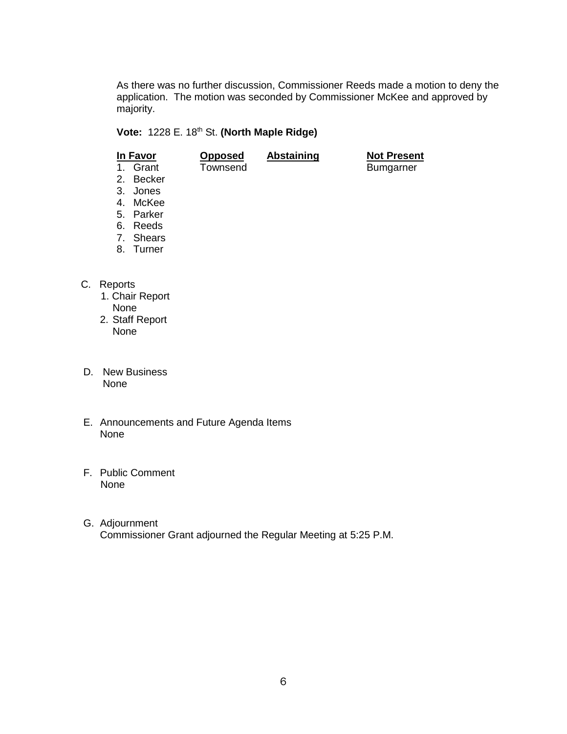As there was no further discussion, Commissioner Reeds made a motion to deny the application. The motion was seconded by Commissioner McKee and approved by majority.

**Vote:** 1228 E. 18th St. **(North Maple Ridge)**

| **In Favor** | **Opposed** | **Abstaining** | **Not Present** |
|---|---|---|---|
| 1. Grant | Townsend | | Bumgarner |
| 2. Becker | | | |
| 3. Jones | | | |
| 4. McKee | | | |
| 5. Parker | | | |
| 6. Reeds | | | |
| 7. Shears | | | |
| 8. Turner | | | |

C. Reports
1. Chair Report
   None
2. Staff Report
   None

D. New Business
   None

E. Announcements and Future Agenda Items
   None

F. Public Comment
   None

G. Adjournment
   Commissioner Grant adjourned the Regular Meeting at 5:25 P.M.